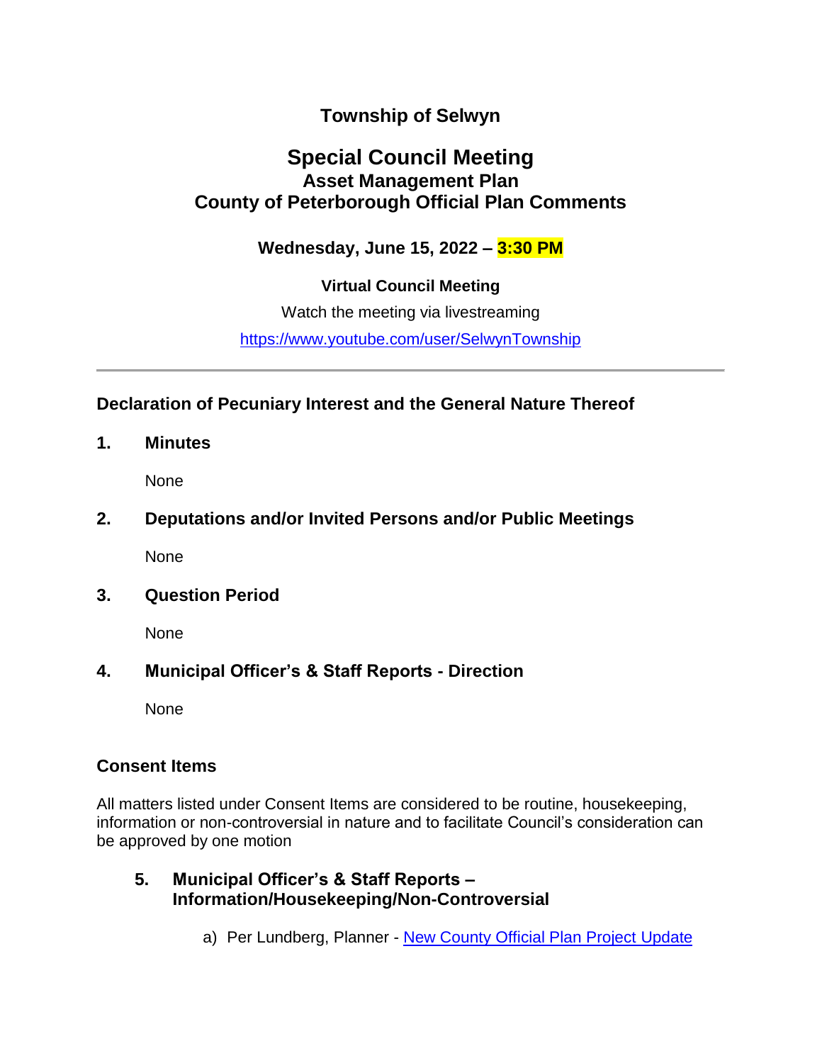# Township of Selwyn

## Special Council Meeting

### Asset Management Plan

### County of Peterborough Official Plan Comments

**Wednesday, June 15, 2022 – 3:30 PM**

**Virtual Council Meeting**

Watch the meeting via livestreaming

[https://www.youtube.com/user/SelwynTownship](https://www.youtube.com/user/SelwynTownship)

---

### Declaration of Pecuniary Interest and the General Nature Thereof

### 1. Minutes

None

### 2. Deputations and/or Invited Persons and/or Public Meetings

None

### 3. Question Period

None

### 4. Municipal Officer's & Staff Reports - Direction

None

### Consent Items

All matters listed under Consent Items are considered to be routine, housekeeping, information or non-controversial in nature and to facilitate Council's consideration can be approved by one motion

#### 5. Municipal Officer's & Staff Reports – Information/Housekeeping/Non-Controversial

a) Per Lundberg, Planner - New County Official Plan Project Update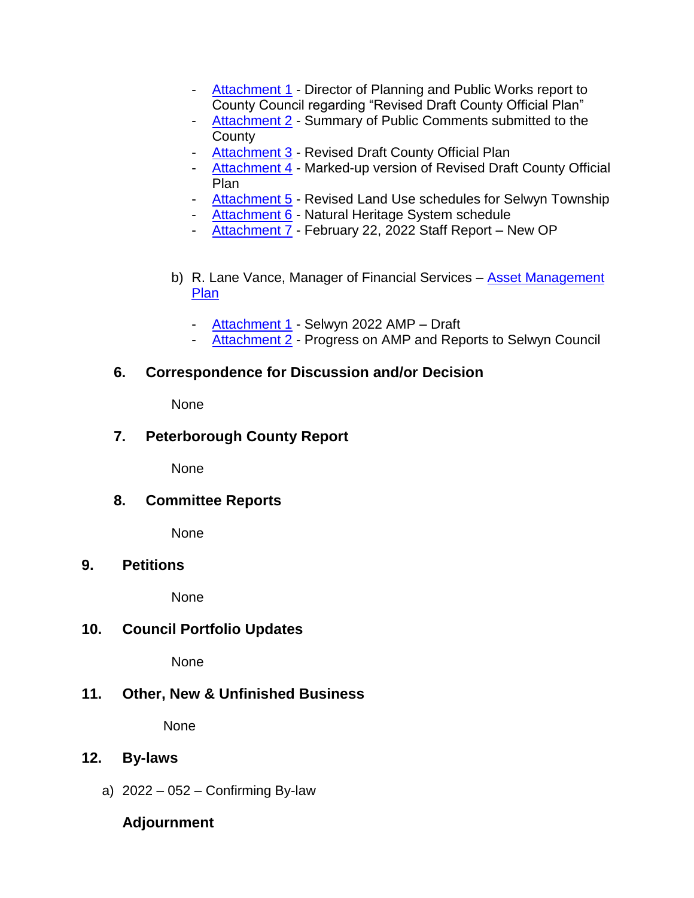- Attachment 1 - Director of Planning and Public Works report to County Council regarding "Revised Draft County Official Plan"
- Attachment 2 - Summary of Public Comments submitted to the County
- Attachment 3 - Revised Draft County Official Plan
- Attachment 4 - Marked-up version of Revised Draft County Official Plan
- Attachment 5 - Revised Land Use schedules for Selwyn Township
- Attachment 6 - Natural Heritage System schedule
- Attachment 7 - February 22, 2022 Staff Report – New OP

b) R. Lane Vance, Manager of Financial Services – Asset Management Plan

- Attachment 1 - Selwyn 2022 AMP – Draft
- Attachment 2 - Progress on AMP and Reports to Selwyn Council

### 6. Correspondence for Discussion and/or Decision

None

### 7. Peterborough County Report

None

### 8. Committee Reports

None

## 9. Petitions

None

## 10. Council Portfolio Updates

None

## 11. Other, New & Unfinished Business

None

## 12. By-laws

a) 2022 – 052 – Confirming By-law

## Adjournment